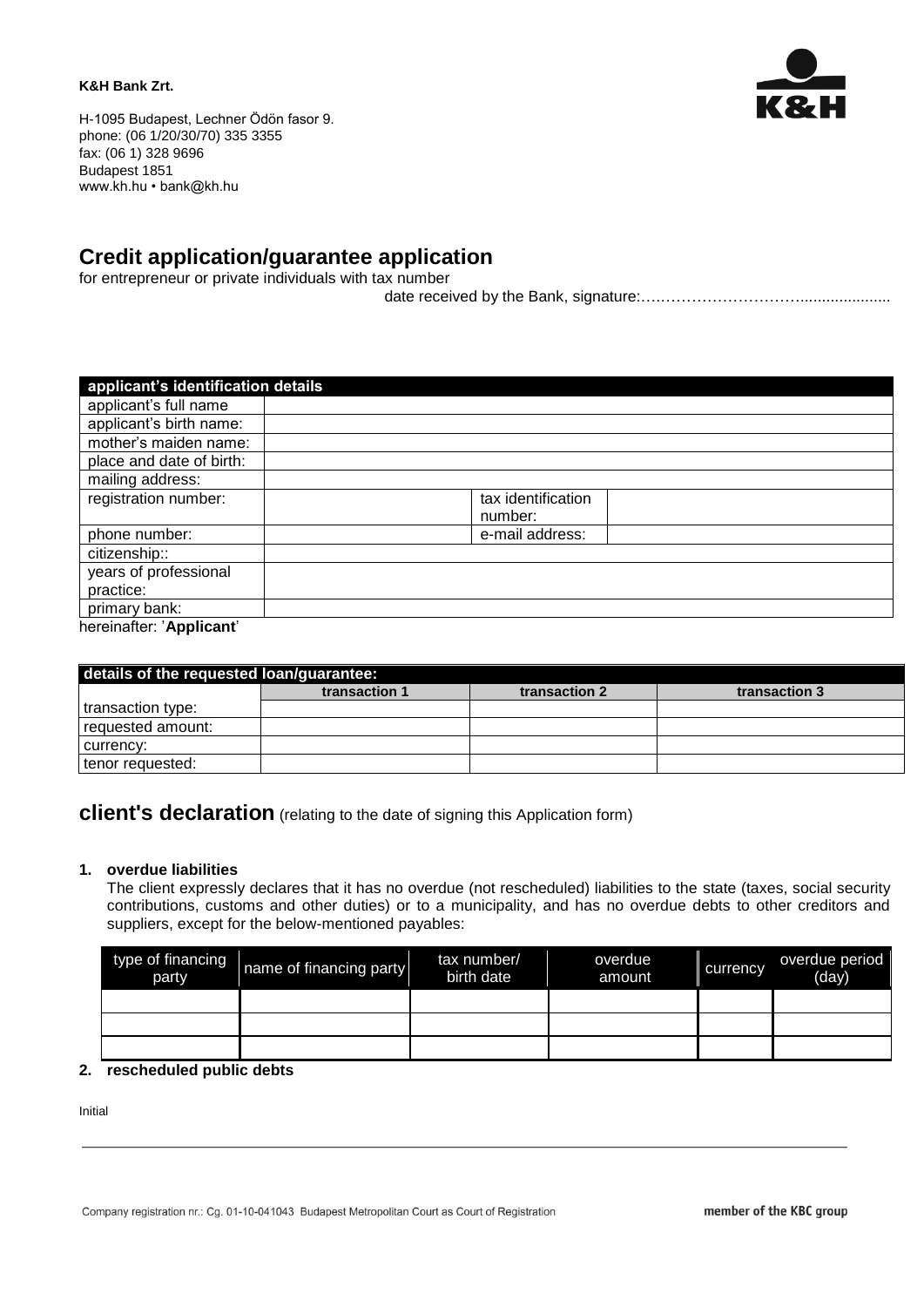**K&H Bank Zrt.**

H-1095 Budapest, Lechner Ödön fasor 9.
phone: (06 1/20/30/70) 335 3355
fax: (06 1) 328 9696
Budapest 1851
www.kh.hu • bank@kh.hu

# Credit application/guarantee application

for entrepreneur or private individuals with tax number

date received by the Bank, signature:….………………………....................

| applicant's identification details | | | |
|---|---|---|---|
| applicant's full name | | | |
| applicant's birth name: | | | |
| mother's maiden name: | | | |
| place and date of birth: | | | |
| mailing address: | | | |
| registration number: | | tax identification number: | |
| phone number: | | e-mail address: | |
| citizenship:: | | | |
| years of professional practice: | | | |
| primary bank: | | | |

hereinafter: '**Applicant**'

| details of the requested loan/guarantee: | | | |
|---|---|---|---|
| | **transaction 1** | **transaction 2** | **transaction 3** |
| transaction type: | | | |
| requested amount: | | | |
| currency: | | | |
| tenor requested: | | | |

## client's declaration (relating to the date of signing this Application form)

**1. overdue liabilities**

The client expressly declares that it has no overdue (not rescheduled) liabilities to the state (taxes, social security contributions, customs and other duties) or to a municipality, and has no overdue debts to other creditors and suppliers, except for the below-mentioned payables:

| type of financing party | name of financing party | tax number/ birth date | overdue amount | currency | overdue period (day) |
|---|---|---|---|---|---|
| | | | | | |
| | | | | | |
| | | | | | |

**2. rescheduled public debts**

Initial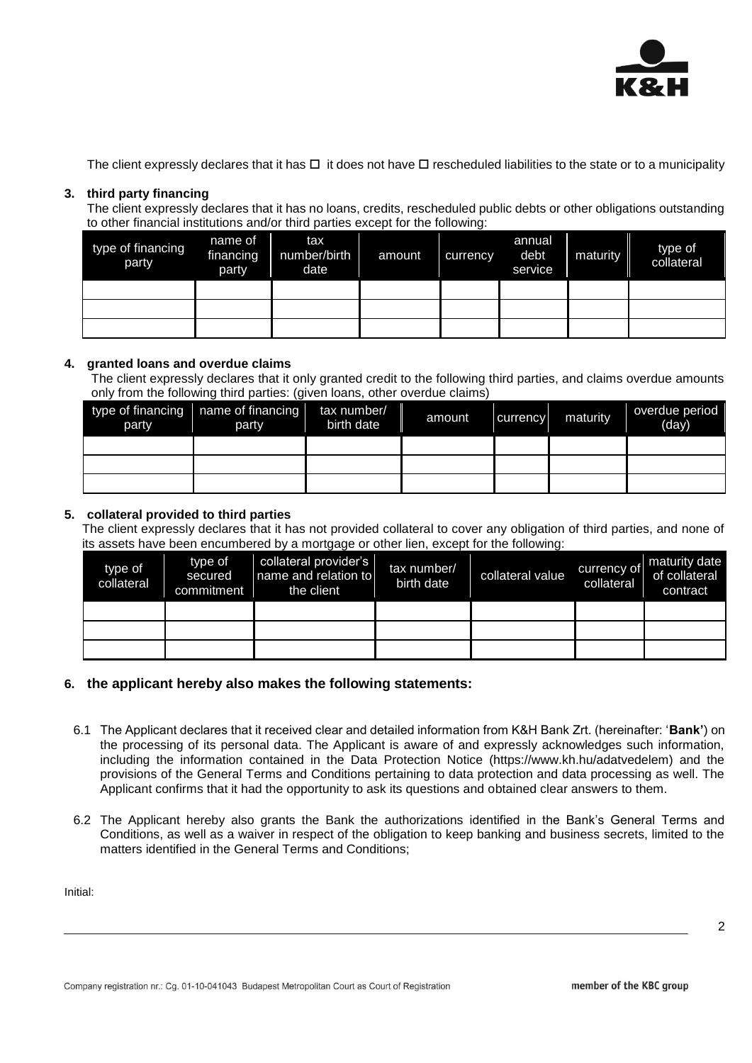The client expressly declares that it has ☐ it does not have ☐ rescheduled liabilities to the state or to a municipality

**3. third party financing**

The client expressly declares that it has no loans, credits, rescheduled public debts or other obligations outstanding to other financial institutions and/or third parties except for the following:

| type of financing party | name of financing party | tax number/birth date | amount | currency | annual debt service | maturity | type of collateral |
|---|---|---|---|---|---|---|---|
| | | | | | | | |
| | | | | | | | |
| | | | | | | | |

**4. granted loans and overdue claims**

The client expressly declares that it only granted credit to the following third parties, and claims overdue amounts only from the following third parties: (given loans, other overdue claims)

| type of financing party | name of financing party | tax number/ birth date | amount | currency | maturity | overdue period (day) |
|---|---|---|---|---|---|---|
| | | | | | | |
| | | | | | | |
| | | | | | | |

**5. collateral provided to third parties**

The client expressly declares that it has not provided collateral to cover any obligation of third parties, and none of its assets have been encumbered by a mortgage or other lien, except for the following:

| type of collateral | type of secured commitment | collateral provider's name and relation to the client | tax number/ birth date | collateral value | currency of collateral | maturity date of collateral contract |
|---|---|---|---|---|---|---|
| | | | | | | |
| | | | | | | |
| | | | | | | |

**6. the applicant hereby also makes the following statements:**

6.1 The Applicant declares that it received clear and detailed information from K&H Bank Zrt. (hereinafter: '**Bank**') on the processing of its personal data. The Applicant is aware of and expressly acknowledges such information, including the information contained in the Data Protection Notice (https://www.kh.hu/adatvedelem) and the provisions of the General Terms and Conditions pertaining to data protection and data processing as well. The Applicant confirms that it had the opportunity to ask its questions and obtained clear answers to them.

6.2 The Applicant hereby also grants the Bank the authorizations identified in the Bank's General Terms and Conditions, as well as a waiver in respect of the obligation to keep banking and business secrets, limited to the matters identified in the General Terms and Conditions;

Initial: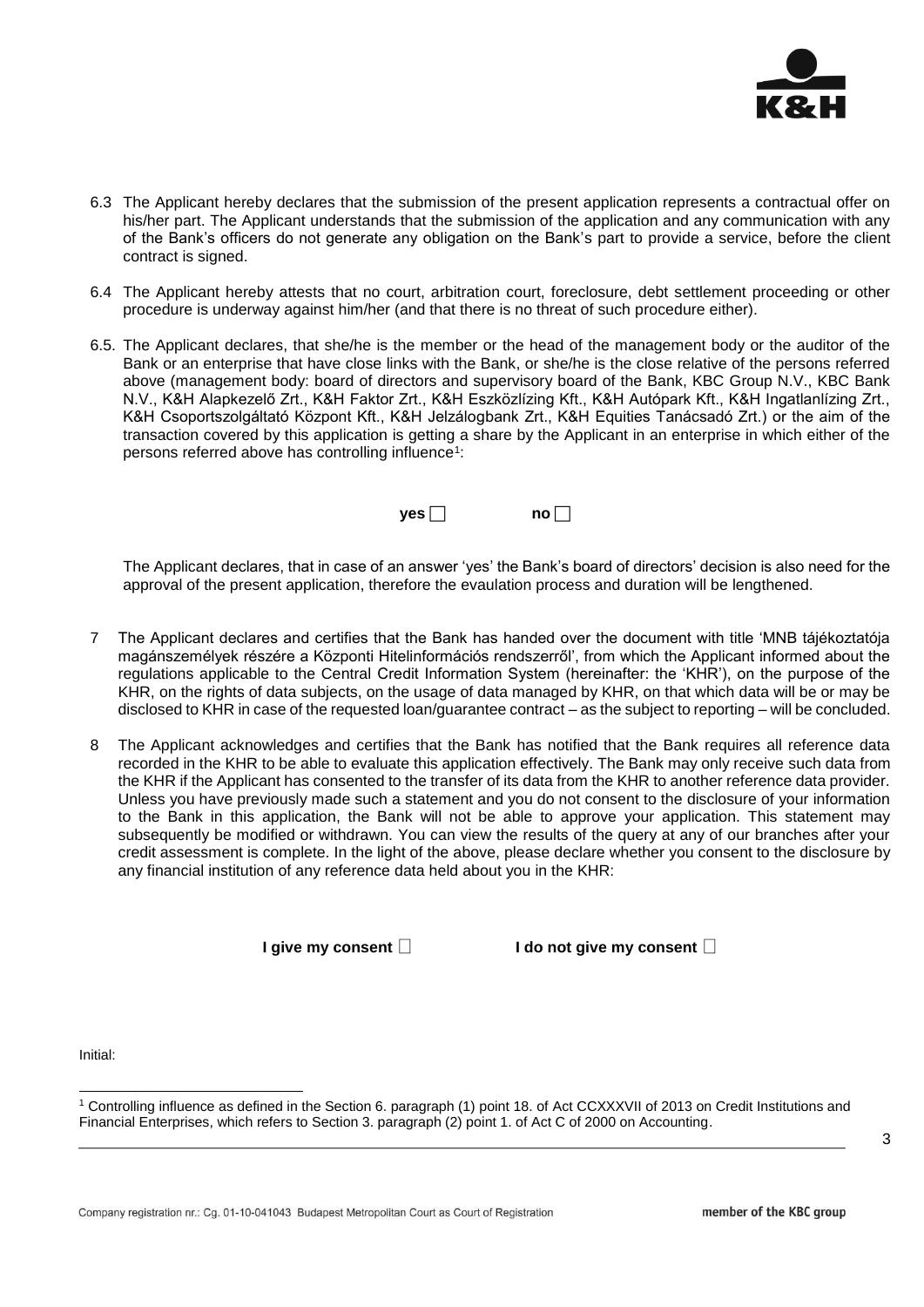6.3 The Applicant hereby declares that the submission of the present application represents a contractual offer on his/her part. The Applicant understands that the submission of the application and any communication with any of the Bank's officers do not generate any obligation on the Bank's part to provide a service, before the client contract is signed.

6.4 The Applicant hereby attests that no court, arbitration court, foreclosure, debt settlement proceeding or other procedure is underway against him/her (and that there is no threat of such procedure either).

6.5. The Applicant declares, that she/he is the member or the head of the management body or the auditor of the Bank or an enterprise that have close links with the Bank, or she/he is the close relative of the persons referred above (management body: board of directors and supervisory board of the Bank, KBC Group N.V., KBC Bank N.V., K&H Alapkezelő Zrt., K&H Faktor Zrt., K&H Eszközlízing Kft., K&H Autópark Kft., K&H Ingatlanlízing Zrt., K&H Csoportszolgáltató Központ Kft., K&H Jelzálogbank Zrt., K&H Equities Tanácsadó Zrt.) or the aim of the transaction covered by this application is getting a share by the Applicant in an enterprise in which either of the persons referred above has controlling influence[1]:

**yes** ☐ **no** ☐

The Applicant declares, that in case of an answer 'yes' the Bank's board of directors' decision is also need for the approval of the present application, therefore the evaulation process and duration will be lengthened.

7 The Applicant declares and certifies that the Bank has handed over the document with title 'MNB tájékoztatója magánszemélyek részére a Központi Hitelinformációs rendszerről', from which the Applicant informed about the regulations applicable to the Central Credit Information System (hereinafter: the 'KHR'), on the purpose of the KHR, on the rights of data subjects, on the usage of data managed by KHR, on that which data will be or may be disclosed to KHR in case of the requested loan/guarantee contract – as the subject to reporting – will be concluded.

8 The Applicant acknowledges and certifies that the Bank has notified that the Bank requires all reference data recorded in the KHR to be able to evaluate this application effectively. The Bank may only receive such data from the KHR if the Applicant has consented to the transfer of its data from the KHR to another reference data provider. Unless you have previously made such a statement and you do not consent to the disclosure of your information to the Bank in this application, the Bank will not be able to approve your application. This statement may subsequently be modified or withdrawn. You can view the results of the query at any of our branches after your credit assessment is complete. In the light of the above, please declare whether you consent to the disclosure by any financial institution of any reference data held about you in the KHR:

**I give my consent** ☐ **I do not give my consent** ☐

Initial:

[1] Controlling influence as defined in the Section 6. paragraph (1) point 18. of Act CCXXXVII of 2013 on Credit Institutions and Financial Enterprises, which refers to Section 3. paragraph (2) point 1. of Act C of 2000 on Accounting.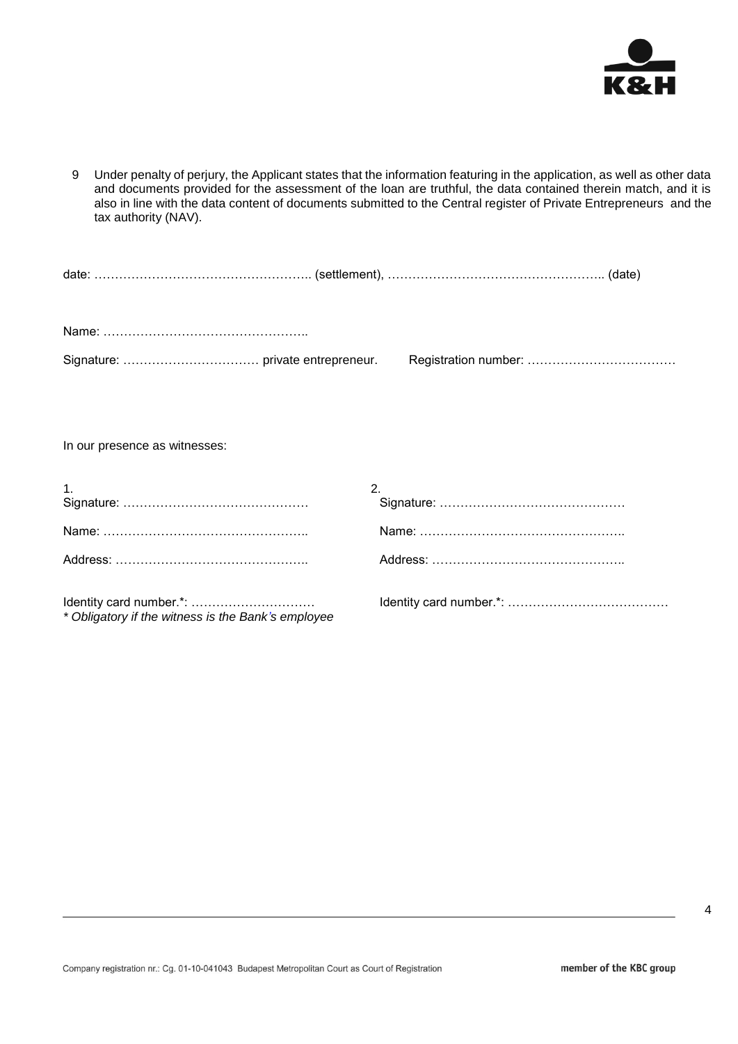9. Under penalty of perjury, the Applicant states that the information featuring in the application, as well as other data and documents provided for the assessment of the loan are truthful, the data contained therein match, and it is also in line with the data content of documents submitted to the Central register of Private Entrepreneurs and the tax authority (NAV).

date: …………………………………………….. (settlement), …………………………………………….. (date)

Name: …………………………………………..

Signature: …………………………… private entrepreneur.     Registration number: ………………………………

In our presence as witnesses:

| | |
|---|---|
| 1.<br>Signature: ……………………………………… | 2.<br>Signature: ……………………………………… |
| Name: ………………………………………….. | Name: ………………………………………….. |
| Address: ……………………………………….. | Address: ……………………………………….. |
| Identity card number.*: ………………………… | Identity card number.*: ………………………………… |

*\* Obligatory if the witness is the Bank's employee*

Company registration nr.: Cg. 01-10-041043 Budapest Metropolitan Court as Court of Registration

member of the KBC group